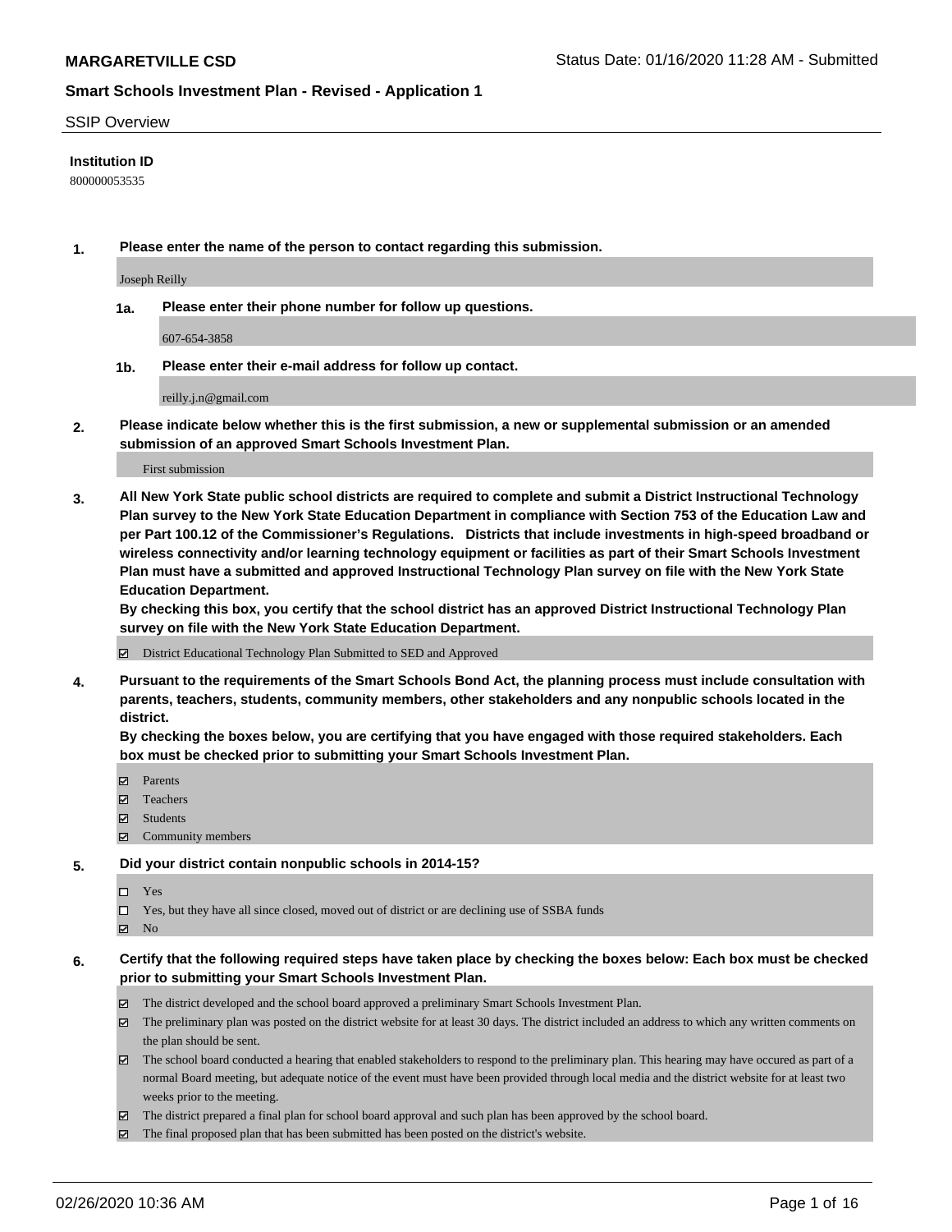**MARGARETVILLE CSD**

Status Date: 01/16/2020 11:28 AM - Submitted

## Smart Schools Investment Plan - Revised - Application 1

SSIP Overview

**Institution ID**

800000053535

**1. Please enter the name of the person to contact regarding this submission.**

Joseph Reilly

**1a. Please enter their phone number for follow up questions.**

607-654-3858

**1b. Please enter their e-mail address for follow up contact.**

reilly.j.n@gmail.com

**2. Please indicate below whether this is the first submission, a new or supplemental submission or an amended submission of an approved Smart Schools Investment Plan.**

First submission

**3. All New York State public school districts are required to complete and submit a District Instructional Technology Plan survey to the New York State Education Department in compliance with Section 753 of the Education Law and per Part 100.12 of the Commissioner's Regulations. Districts that include investments in high-speed broadband or wireless connectivity and/or learning technology equipment or facilities as part of their Smart Schools Investment Plan must have a submitted and approved Instructional Technology Plan survey on file with the New York State Education Department.**
**By checking this box, you certify that the school district has an approved District Instructional Technology Plan survey on file with the New York State Education Department.**

- ☑ District Educational Technology Plan Submitted to SED and Approved

**4. Pursuant to the requirements of the Smart Schools Bond Act, the planning process must include consultation with parents, teachers, students, community members, other stakeholders and any nonpublic schools located in the district.**
**By checking the boxes below, you are certifying that you have engaged with those required stakeholders. Each box must be checked prior to submitting your Smart Schools Investment Plan.**

- ☑ Parents
- ☑ Teachers
- ☑ Students
- ☑ Community members

**5. Did your district contain nonpublic schools in 2014-15?**

- ☐ Yes
- ☐ Yes, but they have all since closed, moved out of district or are declining use of SSBA funds
- ☑ No

**6. Certify that the following required steps have taken place by checking the boxes below: Each box must be checked prior to submitting your Smart Schools Investment Plan.**

- ☑ The district developed and the school board approved a preliminary Smart Schools Investment Plan.
- ☑ The preliminary plan was posted on the district website for at least 30 days. The district included an address to which any written comments on the plan should be sent.
- ☑ The school board conducted a hearing that enabled stakeholders to respond to the preliminary plan. This hearing may have occured as part of a normal Board meeting, but adequate notice of the event must have been provided through local media and the district website for at least two weeks prior to the meeting.
- ☑ The district prepared a final plan for school board approval and such plan has been approved by the school board.
- ☑ The final proposed plan that has been submitted has been posted on the district's website.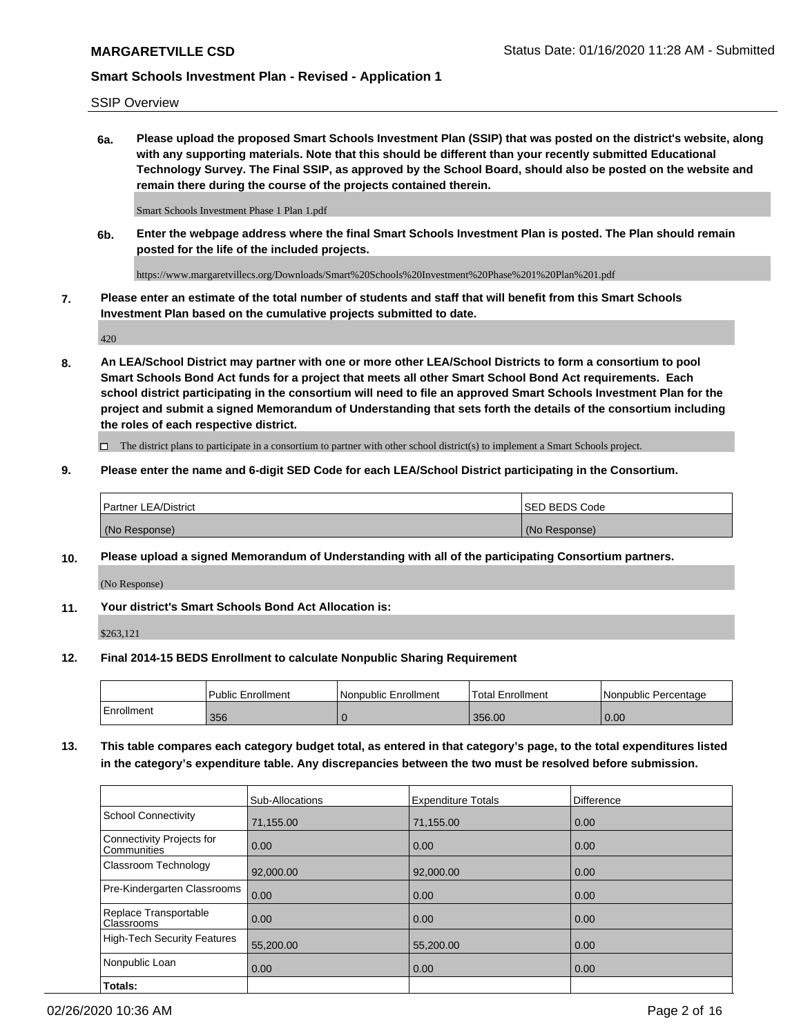SSIP Overview

**6a. Please upload the proposed Smart Schools Investment Plan (SSIP) that was posted on the district's website, along with any supporting materials. Note that this should be different than your recently submitted Educational Technology Survey. The Final SSIP, as approved by the School Board, should also be posted on the website and remain there during the course of the projects contained therein.**

Smart Schools Investment Phase 1 Plan 1.pdf

**6b. Enter the webpage address where the final Smart Schools Investment Plan is posted. The Plan should remain posted for the life of the included projects.**

https://www.margaretvillecs.org/Downloads/Smart%20Schools%20Investment%20Phase%201%20Plan%201.pdf

**7. Please enter an estimate of the total number of students and staff that will benefit from this Smart Schools Investment Plan based on the cumulative projects submitted to date.**

420

**8. An LEA/School District may partner with one or more other LEA/School Districts to form a consortium to pool Smart Schools Bond Act funds for a project that meets all other Smart School Bond Act requirements. Each school district participating in the consortium will need to file an approved Smart Schools Investment Plan for the project and submit a signed Memorandum of Understanding that sets forth the details of the consortium including the roles of each respective district.**

☐ The district plans to participate in a consortium to partner with other school district(s) to implement a Smart Schools project.

**9. Please enter the name and 6-digit SED Code for each LEA/School District participating in the Consortium.**

| Partner LEA/District | SED BEDS Code |
|---|---|
| (No Response) | (No Response) |

**10. Please upload a signed Memorandum of Understanding with all of the participating Consortium partners.**

(No Response)

**11. Your district's Smart Schools Bond Act Allocation is:**

$263,121

**12. Final 2014-15 BEDS Enrollment to calculate Nonpublic Sharing Requirement**

| | Public Enrollment | Nonpublic Enrollment | Total Enrollment | Nonpublic Percentage |
|---|---|---|---|---|
| Enrollment | 356 | 0 | 356.00 | 0.00 |

**13. This table compares each category budget total, as entered in that category's page, to the total expenditures listed in the category's expenditure table. Any discrepancies between the two must be resolved before submission.**

| | Sub-Allocations | Expenditure Totals | Difference |
|---|---|---|---|
| School Connectivity | 71,155.00 | 71,155.00 | 0.00 |
| Connectivity Projects for Communities | 0.00 | 0.00 | 0.00 |
| Classroom Technology | 92,000.00 | 92,000.00 | 0.00 |
| Pre-Kindergarten Classrooms | 0.00 | 0.00 | 0.00 |
| Replace Transportable Classrooms | 0.00 | 0.00 | 0.00 |
| High-Tech Security Features | 55,200.00 | 55,200.00 | 0.00 |
| Nonpublic Loan | 0.00 | 0.00 | 0.00 |
| **Totals:** | | | |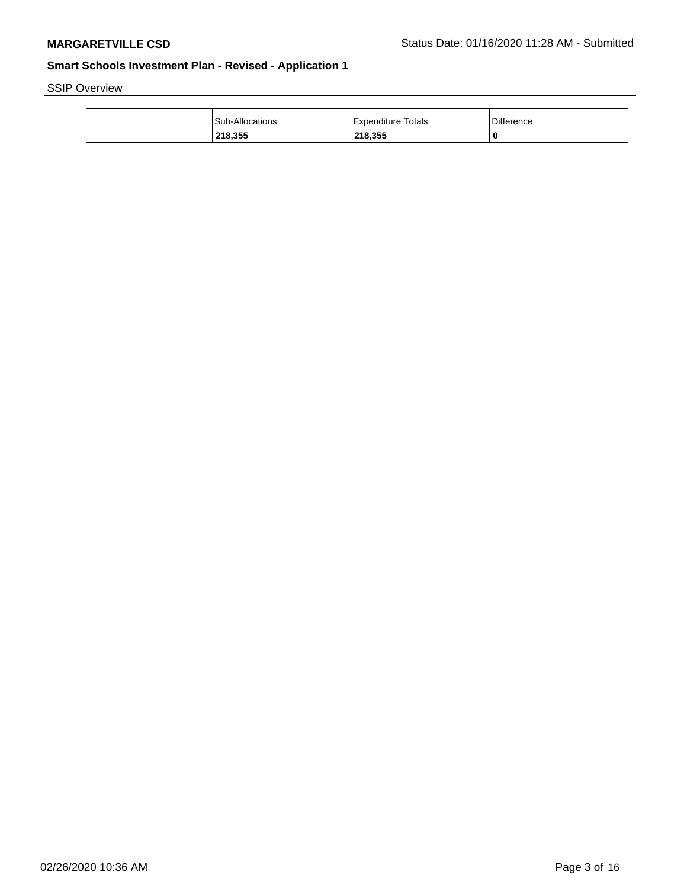SSIP Overview

| | Sub-Allocations | Expenditure Totals | Difference |
|---|---|---|---|
| | **218,355** | **218,355** | **0** |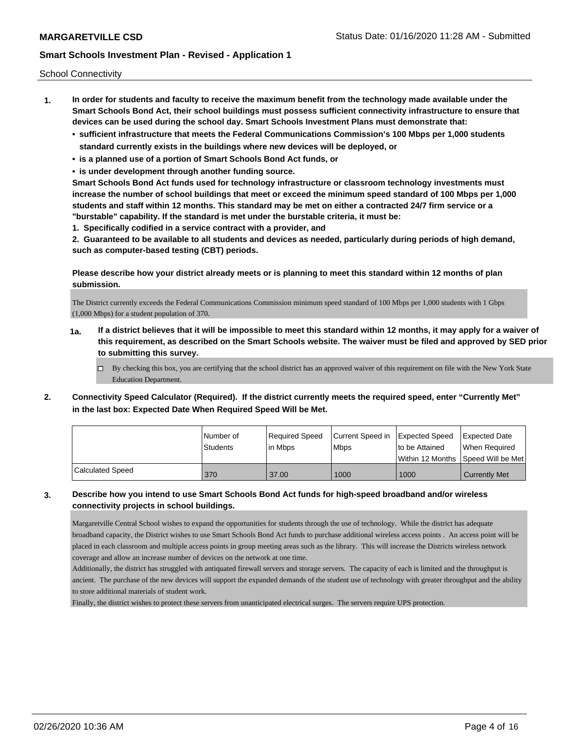School Connectivity

1. **In order for students and faculty to receive the maximum benefit from the technology made available under the Smart Schools Bond Act, their school buildings must possess sufficient connectivity infrastructure to ensure that devices can be used during the school day. Smart Schools Investment Plans must demonstrate that:**
   - **sufficient infrastructure that meets the Federal Communications Commission's 100 Mbps per 1,000 students standard currently exists in the buildings where new devices will be deployed, or**
   - **is a planned use of a portion of Smart Schools Bond Act funds, or**
   - **is under development through another funding source.**

   **Smart Schools Bond Act funds used for technology infrastructure or classroom technology investments must increase the number of school buildings that meet or exceed the minimum speed standard of 100 Mbps per 1,000 students and staff within 12 months. This standard may be met on either a contracted 24/7 firm service or a "burstable" capability. If the standard is met under the burstable criteria, it must be:**

   **1. Specifically codified in a service contract with a provider, and**

   **2. Guaranteed to be available to all students and devices as needed, particularly during periods of high demand, such as computer-based testing (CBT) periods.**

   **Please describe how your district already meets or is planning to meet this standard within 12 months of plan submission.**

   The District currently exceeds the Federal Communications Commission minimum speed standard of 100 Mbps per 1,000 students with 1 Gbps (1,000 Mbps) for a student population of 370.

   **1a. If a district believes that it will be impossible to meet this standard within 12 months, it may apply for a waiver of this requirement, as described on the Smart Schools website. The waiver must be filed and approved by SED prior to submitting this survey.**

   ☐ By checking this box, you are certifying that the school district has an approved waiver of this requirement on file with the New York State Education Department.

2. **Connectivity Speed Calculator (Required). If the district currently meets the required speed, enter "Currently Met" in the last box: Expected Date When Required Speed Will be Met.**

| | Number of Students | Required Speed in Mbps | Current Speed in Mbps | Expected Speed to be Attained Within 12 Months | Expected Date When Required Speed Will be Met |
|---|---|---|---|---|---|
| Calculated Speed | 370 | 37.00 | 1000 | 1000 | Currently Met |

3. **Describe how you intend to use Smart Schools Bond Act funds for high-speed broadband and/or wireless connectivity projects in school buildings.**

   Margaretville Central School wishes to expand the opportunities for students through the use of technology. While the district has adequate broadband capacity, the District wishes to use Smart Schools Bond Act funds to purchase additional wireless access points . An access point will be placed in each classroom and multiple access points in group meeting areas such as the library. This will increase the Districts wireless network coverage and allow an increase number of devices on the network at one time.

   Additionally, the district has struggled with antiquated firewall servers and storage servers. The capacity of each is limited and the throughput is ancient. The purchase of the new devices will support the expanded demands of the student use of technology with greater throughput and the ability to store additional materials of student work.

   Finally, the district wishes to protect these servers from unanticipated electrical surges. The servers require UPS protection.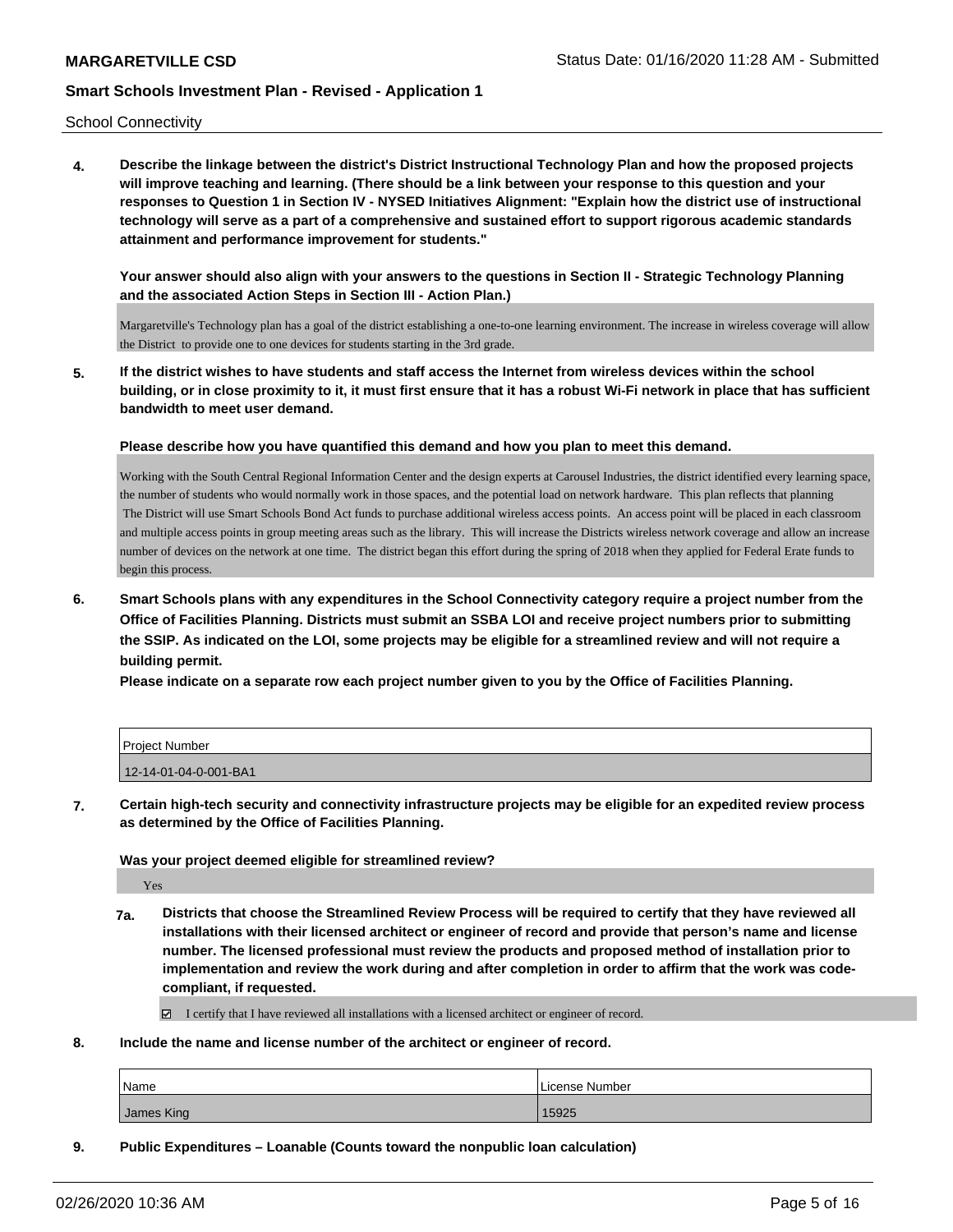School Connectivity

**4. Describe the linkage between the district's District Instructional Technology Plan and how the proposed projects will improve teaching and learning. (There should be a link between your response to this question and your responses to Question 1 in Section IV - NYSED Initiatives Alignment: "Explain how the district use of instructional technology will serve as a part of a comprehensive and sustained effort to support rigorous academic standards attainment and performance improvement for students."**

**Your answer should also align with your answers to the questions in Section II - Strategic Technology Planning and the associated Action Steps in Section III - Action Plan.)**

Margaretville's Technology plan has a goal of the district establishing a one-to-one learning environment. The increase in wireless coverage will allow the District to provide one to one devices for students starting in the 3rd grade.

**5. If the district wishes to have students and staff access the Internet from wireless devices within the school building, or in close proximity to it, it must first ensure that it has a robust Wi-Fi network in place that has sufficient bandwidth to meet user demand.**

**Please describe how you have quantified this demand and how you plan to meet this demand.**

Working with the South Central Regional Information Center and the design experts at Carousel Industries, the district identified every learning space, the number of students who would normally work in those spaces, and the potential load on network hardware. This plan reflects that planning
The District will use Smart Schools Bond Act funds to purchase additional wireless access points. An access point will be placed in each classroom and multiple access points in group meeting areas such as the library. This will increase the Districts wireless network coverage and allow an increase number of devices on the network at one time. The district began this effort during the spring of 2018 when they applied for Federal Erate funds to begin this process.

**6. Smart Schools plans with any expenditures in the School Connectivity category require a project number from the Office of Facilities Planning. Districts must submit an SSBA LOI and receive project numbers prior to submitting the SSIP. As indicated on the LOI, some projects may be eligible for a streamlined review and will not require a building permit.**

**Please indicate on a separate row each project number given to you by the Office of Facilities Planning.**

| Project Number |
|---|
| 12-14-01-04-0-001-BA1 |

**7. Certain high-tech security and connectivity infrastructure projects may be eligible for an expedited review process as determined by the Office of Facilities Planning.**

**Was your project deemed eligible for streamlined review?**

Yes

**7a. Districts that choose the Streamlined Review Process will be required to certify that they have reviewed all installations with their licensed architect or engineer of record and provide that person's name and license number. The licensed professional must review the products and proposed method of installation prior to implementation and review the work during and after completion in order to affirm that the work was code-compliant, if requested.**

☑ I certify that I have reviewed all installations with a licensed architect or engineer of record.

**8. Include the name and license number of the architect or engineer of record.**

| Name | License Number |
|---|---|
| James King | 15925 |

**9. Public Expenditures – Loanable (Counts toward the nonpublic loan calculation)**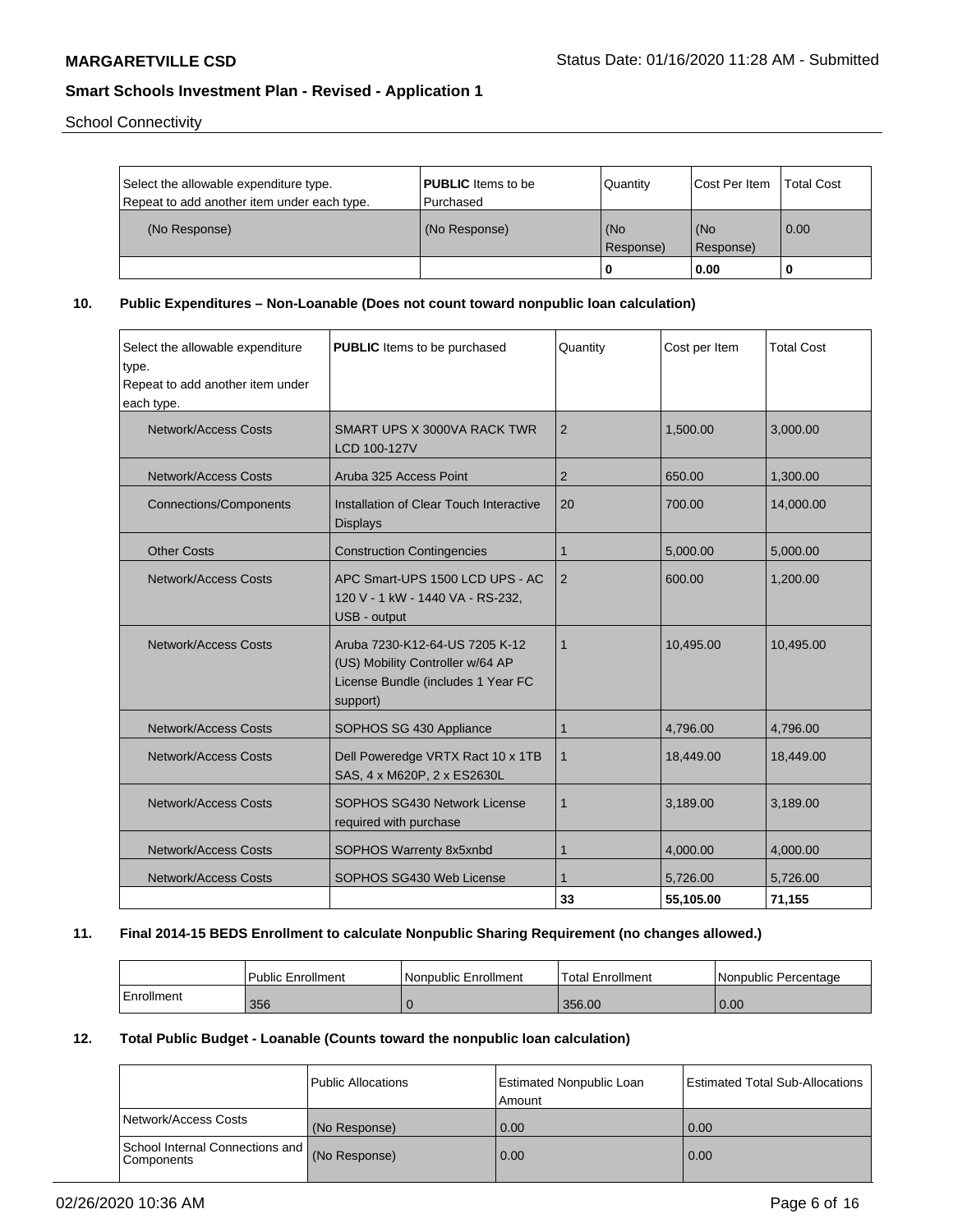School Connectivity

| Select the allowable expenditure type. Repeat to add another item under each type. | **PUBLIC** Items to be Purchased | Quantity | Cost Per Item | Total Cost |
|---|---|---|---|---|
| (No Response) | (No Response) | (No Response) | (No Response) | 0.00 |
| | | 0 | 0.00 | 0 |

**10. Public Expenditures – Non-Loanable (Does not count toward nonpublic loan calculation)**

| Select the allowable expenditure type. Repeat to add another item under each type. | **PUBLIC** Items to be purchased | Quantity | Cost per Item | Total Cost |
|---|---|---|---|---|
| Network/Access Costs | SMART UPS X 3000VA RACK TWR LCD 100-127V | 2 | 1,500.00 | 3,000.00 |
| Network/Access Costs | Aruba 325 Access Point | 2 | 650.00 | 1,300.00 |
| Connections/Components | Installation of Clear Touch Interactive Displays | 20 | 700.00 | 14,000.00 |
| Other Costs | Construction Contingencies | 1 | 5,000.00 | 5,000.00 |
| Network/Access Costs | APC Smart-UPS 1500 LCD UPS - AC 120 V - 1 kW - 1440 VA - RS-232, USB - output | 2 | 600.00 | 1,200.00 |
| Network/Access Costs | Aruba 7230-K12-64-US 7205 K-12 (US) Mobility Controller w/64 AP License Bundle (includes 1 Year FC support) | 1 | 10,495.00 | 10,495.00 |
| Network/Access Costs | SOPHOS SG 430 Appliance | 1 | 4,796.00 | 4,796.00 |
| Network/Access Costs | Dell Poweredge VRTX Ract 10 x 1TB SAS, 4 x M620P, 2 x ES2630L | 1 | 18,449.00 | 18,449.00 |
| Network/Access Costs | SOPHOS SG430 Network License required with purchase | 1 | 3,189.00 | 3,189.00 |
| Network/Access Costs | SOPHOS Warrenty 8x5xnbd | 1 | 4,000.00 | 4,000.00 |
| Network/Access Costs | SOPHOS SG430 Web License | 1 | 5,726.00 | 5,726.00 |
| | | 33 | 55,105.00 | 71,155 |

**11. Final 2014-15 BEDS Enrollment to calculate Nonpublic Sharing Requirement (no changes allowed.)**

| | Public Enrollment | Nonpublic Enrollment | Total Enrollment | Nonpublic Percentage |
|---|---|---|---|---|
| Enrollment | 356 | 0 | 356.00 | 0.00 |

**12. Total Public Budget - Loanable (Counts toward the nonpublic loan calculation)**

| | Public Allocations | Estimated Nonpublic Loan Amount | Estimated Total Sub-Allocations |
|---|---|---|---|
| Network/Access Costs | (No Response) | 0.00 | 0.00 |
| School Internal Connections and Components | (No Response) | 0.00 | 0.00 |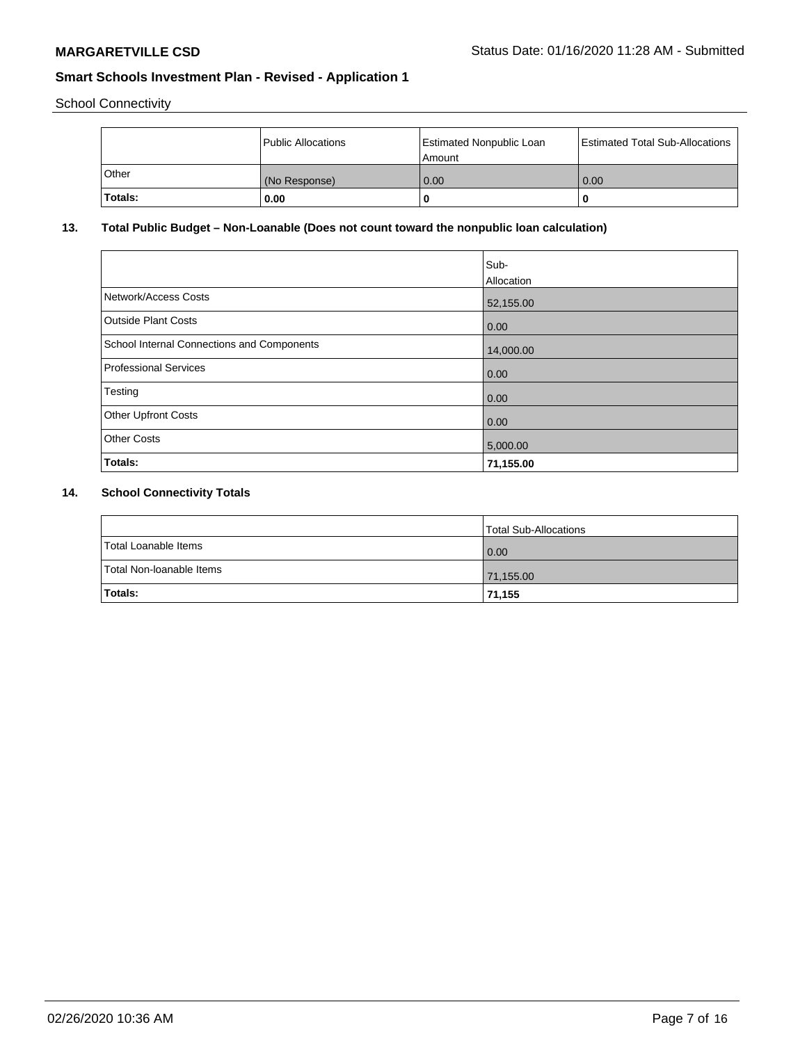School Connectivity

| | Public Allocations | Estimated Nonpublic Loan Amount | Estimated Total Sub-Allocations |
|---|---|---|---|
| Other | (No Response) | 0.00 | 0.00 |
| **Totals:** | **0.00** | **0** | **0** |

## 13. Total Public Budget – Non-Loanable (Does not count toward the nonpublic loan calculation)

| | Sub-Allocation |
|---|---|
| Network/Access Costs | 52,155.00 |
| Outside Plant Costs | 0.00 |
| School Internal Connections and Components | 14,000.00 |
| Professional Services | 0.00 |
| Testing | 0.00 |
| Other Upfront Costs | 0.00 |
| Other Costs | 5,000.00 |
| **Totals:** | **71,155.00** |

## 14. School Connectivity Totals

| | Total Sub-Allocations |
|---|---|
| Total Loanable Items | 0.00 |
| Total Non-loanable Items | 71,155.00 |
| **Totals:** | **71,155** |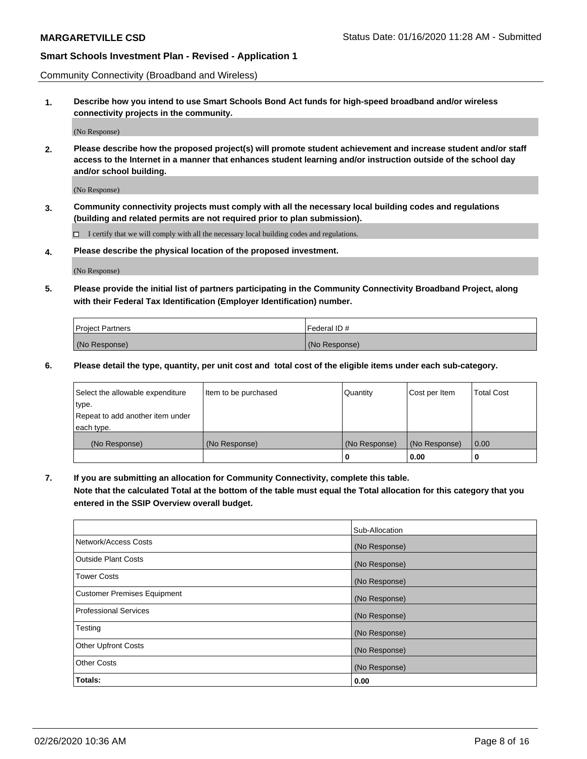Community Connectivity (Broadband and Wireless)

**1. Describe how you intend to use Smart Schools Bond Act funds for high-speed broadband and/or wireless connectivity projects in the community.**

(No Response)

**2. Please describe how the proposed project(s) will promote student achievement and increase student and/or staff access to the Internet in a manner that enhances student learning and/or instruction outside of the school day and/or school building.**

(No Response)

**3. Community connectivity projects must comply with all the necessary local building codes and regulations (building and related permits are not required prior to plan submission).**

☐ I certify that we will comply with all the necessary local building codes and regulations.

**4. Please describe the physical location of the proposed investment.**

(No Response)

**5. Please provide the initial list of partners participating in the Community Connectivity Broadband Project, along with their Federal Tax Identification (Employer Identification) number.**

| Project Partners | Federal ID # |
|---|---|
| (No Response) | (No Response) |

**6. Please detail the type, quantity, per unit cost and total cost of the eligible items under each sub-category.**

| Select the allowable expenditure type. Repeat to add another item under each type. | Item to be purchased | Quantity | Cost per Item | Total Cost |
|---|---|---|---|---|
| (No Response) | (No Response) | (No Response) | (No Response) | 0.00 |
| | | **0** | **0.00** | **0** |

**7. If you are submitting an allocation for Community Connectivity, complete this table. Note that the calculated Total at the bottom of the table must equal the Total allocation for this category that you entered in the SSIP Overview overall budget.**

| | Sub-Allocation |
|---|---|
| Network/Access Costs | (No Response) |
| Outside Plant Costs | (No Response) |
| Tower Costs | (No Response) |
| Customer Premises Equipment | (No Response) |
| Professional Services | (No Response) |
| Testing | (No Response) |
| Other Upfront Costs | (No Response) |
| Other Costs | (No Response) |
| **Totals:** | **0.00** |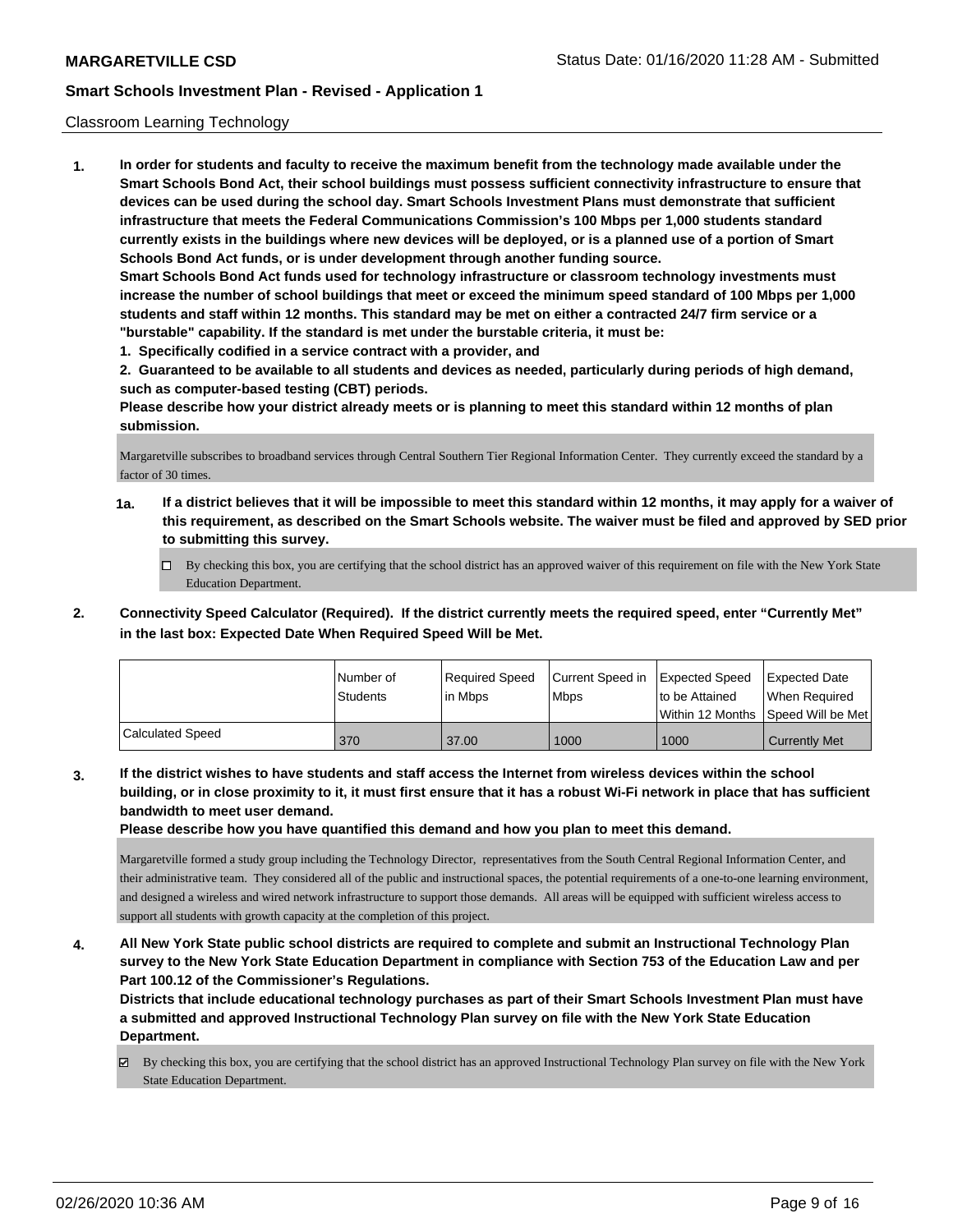## Classroom Learning Technology

**1. In order for students and faculty to receive the maximum benefit from the technology made available under the Smart Schools Bond Act, their school buildings must possess sufficient connectivity infrastructure to ensure that devices can be used during the school day. Smart Schools Investment Plans must demonstrate that sufficient infrastructure that meets the Federal Communications Commission's 100 Mbps per 1,000 students standard currently exists in the buildings where new devices will be deployed, or is a planned use of a portion of Smart Schools Bond Act funds, or is under development through another funding source.**

**Smart Schools Bond Act funds used for technology infrastructure or classroom technology investments must increase the number of school buildings that meet or exceed the minimum speed standard of 100 Mbps per 1,000 students and staff within 12 months. This standard may be met on either a contracted 24/7 firm service or a "burstable" capability. If the standard is met under the burstable criteria, it must be:**

**1. Specifically codified in a service contract with a provider, and**

**2. Guaranteed to be available to all students and devices as needed, particularly during periods of high demand, such as computer-based testing (CBT) periods.**

**Please describe how your district already meets or is planning to meet this standard within 12 months of plan submission.**

Margaretville subscribes to broadband services through Central Southern Tier Regional Information Center. They currently exceed the standard by a factor of 30 times.

**1a. If a district believes that it will be impossible to meet this standard within 12 months, it may apply for a waiver of this requirement, as described on the Smart Schools website. The waiver must be filed and approved by SED prior to submitting this survey.**

☐ By checking this box, you are certifying that the school district has an approved waiver of this requirement on file with the New York State Education Department.

**2. Connectivity Speed Calculator (Required). If the district currently meets the required speed, enter "Currently Met" in the last box: Expected Date When Required Speed Will be Met.**

| | Number of Students | Required Speed in Mbps | Current Speed in Mbps | Expected Speed to be Attained Within 12 Months | Expected Date When Required Speed Will be Met |
|---|---|---|---|---|---|
| Calculated Speed | 370 | 37.00 | 1000 | 1000 | Currently Met |

**3. If the district wishes to have students and staff access the Internet from wireless devices within the school building, or in close proximity to it, it must first ensure that it has a robust Wi-Fi network in place that has sufficient bandwidth to meet user demand.**

**Please describe how you have quantified this demand and how you plan to meet this demand.**

Margaretville formed a study group including the Technology Director, representatives from the South Central Regional Information Center, and their administrative team. They considered all of the public and instructional spaces, the potential requirements of a one-to-one learning environment, and designed a wireless and wired network infrastructure to support those demands. All areas will be equipped with sufficient wireless access to support all students with growth capacity at the completion of this project.

**4. All New York State public school districts are required to complete and submit an Instructional Technology Plan survey to the New York State Education Department in compliance with Section 753 of the Education Law and per Part 100.12 of the Commissioner's Regulations.**

**Districts that include educational technology purchases as part of their Smart Schools Investment Plan must have a submitted and approved Instructional Technology Plan survey on file with the New York State Education Department.**

☑ By checking this box, you are certifying that the school district has an approved Instructional Technology Plan survey on file with the New York State Education Department.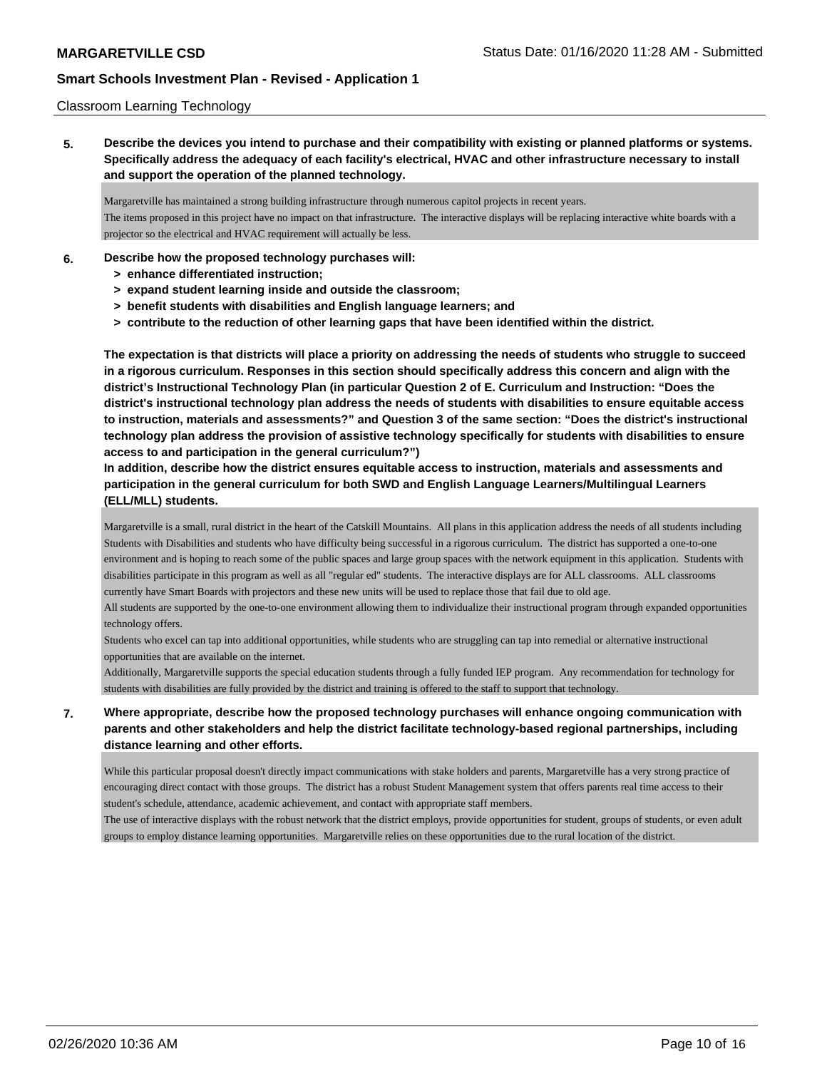Classroom Learning Technology

**5. Describe the devices you intend to purchase and their compatibility with existing or planned platforms or systems. Specifically address the adequacy of each facility's electrical, HVAC and other infrastructure necessary to install and support the operation of the planned technology.**

Margaretville has maintained a strong building infrastructure through numerous capitol projects in recent years.
The items proposed in this project have no impact on that infrastructure. The interactive displays will be replacing interactive white boards with a projector so the electrical and HVAC requirement will actually be less.

**6. Describe how the proposed technology purchases will:**
**> enhance differentiated instruction;**
**> expand student learning inside and outside the classroom;**
**> benefit students with disabilities and English language learners; and**
**> contribute to the reduction of other learning gaps that have been identified within the district.**

**The expectation is that districts will place a priority on addressing the needs of students who struggle to succeed in a rigorous curriculum. Responses in this section should specifically address this concern and align with the district's Instructional Technology Plan (in particular Question 2 of E. Curriculum and Instruction: "Does the district's instructional technology plan address the needs of students with disabilities to ensure equitable access to instruction, materials and assessments?" and Question 3 of the same section: "Does the district's instructional technology plan address the provision of assistive technology specifically for students with disabilities to ensure access to and participation in the general curriculum?")**
**In addition, describe how the district ensures equitable access to instruction, materials and assessments and participation in the general curriculum for both SWD and English Language Learners/Multilingual Learners (ELL/MLL) students.**

Margaretville is a small, rural district in the heart of the Catskill Mountains. All plans in this application address the needs of all students including Students with Disabilities and students who have difficulty being successful in a rigorous curriculum. The district has supported a one-to-one environment and is hoping to reach some of the public spaces and large group spaces with the network equipment in this application. Students with disabilities participate in this program as well as all "regular ed" students. The interactive displays are for ALL classrooms. ALL classrooms currently have Smart Boards with projectors and these new units will be used to replace those that fail due to old age.
All students are supported by the one-to-one environment allowing them to individualize their instructional program through expanded opportunities technology offers.
Students who excel can tap into additional opportunities, while students who are struggling can tap into remedial or alternative instructional opportunities that are available on the internet.
Additionally, Margaretville supports the special education students through a fully funded IEP program. Any recommendation for technology for students with disabilities are fully provided by the district and training is offered to the staff to support that technology.

**7. Where appropriate, describe how the proposed technology purchases will enhance ongoing communication with parents and other stakeholders and help the district facilitate technology-based regional partnerships, including distance learning and other efforts.**

While this particular proposal doesn't directly impact communications with stake holders and parents, Margaretville has a very strong practice of encouraging direct contact with those groups. The district has a robust Student Management system that offers parents real time access to their student's schedule, attendance, academic achievement, and contact with appropriate staff members.
The use of interactive displays with the robust network that the district employs, provide opportunities for student, groups of students, or even adult groups to employ distance learning opportunities. Margaretville relies on these opportunities due to the rural location of the district.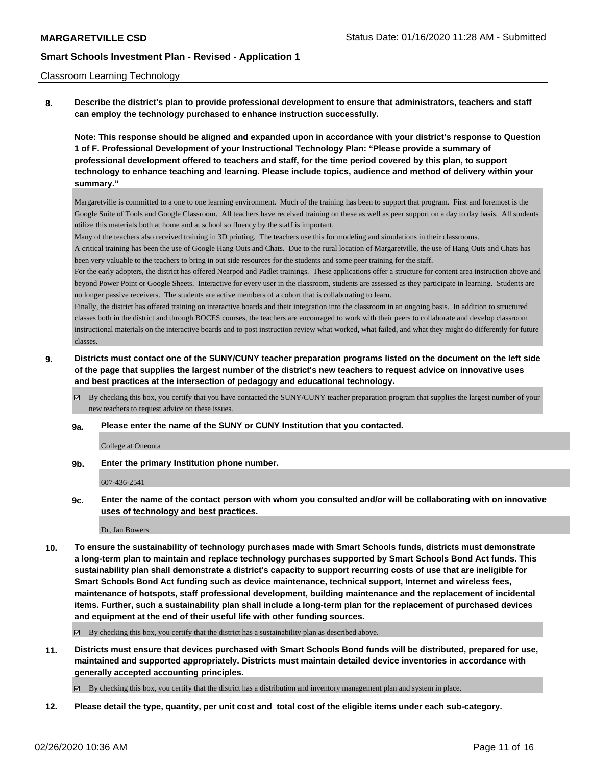Classroom Learning Technology

**8. Describe the district's plan to provide professional development to ensure that administrators, teachers and staff can employ the technology purchased to enhance instruction successfully.**

**Note: This response should be aligned and expanded upon in accordance with your district's response to Question 1 of F. Professional Development of your Instructional Technology Plan: "Please provide a summary of professional development offered to teachers and staff, for the time period covered by this plan, to support technology to enhance teaching and learning. Please include topics, audience and method of delivery within your summary."**

Margaretville is committed to a one to one learning environment. Much of the training has been to support that program. First and foremost is the Google Suite of Tools and Google Classroom. All teachers have received training on these as well as peer support on a day to day basis. All students utilize this materials both at home and at school so fluency by the staff is important.

Many of the teachers also received training in 3D printing. The teachers use this for modeling and simulations in their classrooms.

A critical training has been the use of Google Hang Outs and Chats. Due to the rural location of Margaretville, the use of Hang Outs and Chats has been very valuable to the teachers to bring in out side resources for the students and some peer training for the staff.

For the early adopters, the district has offered Nearpod and Padlet trainings. These applications offer a structure for content area instruction above and beyond Power Point or Google Sheets. Interactive for every user in the classroom, students are assessed as they participate in learning. Students are no longer passive receivers. The students are active members of a cohort that is collaborating to learn.

Finally, the district has offered training on interactive boards and their integration into the classroom in an ongoing basis. In addition to structured classes both in the district and through BOCES courses, the teachers are encouraged to work with their peers to collaborate and develop classroom instructional materials on the interactive boards and to post instruction review what worked, what failed, and what they might do differently for future classes.

**9. Districts must contact one of the SUNY/CUNY teacher preparation programs listed on the document on the left side of the page that supplies the largest number of the district's new teachers to request advice on innovative uses and best practices at the intersection of pedagogy and educational technology.**

☑ By checking this box, you certify that you have contacted the SUNY/CUNY teacher preparation program that supplies the largest number of your new teachers to request advice on these issues.

**9a. Please enter the name of the SUNY or CUNY Institution that you contacted.**

College at Oneonta

**9b. Enter the primary Institution phone number.**

607-436-2541

**9c. Enter the name of the contact person with whom you consulted and/or will be collaborating with on innovative uses of technology and best practices.**

Dr, Jan Bowers

**10. To ensure the sustainability of technology purchases made with Smart Schools funds, districts must demonstrate a long-term plan to maintain and replace technology purchases supported by Smart Schools Bond Act funds. This sustainability plan shall demonstrate a district's capacity to support recurring costs of use that are ineligible for Smart Schools Bond Act funding such as device maintenance, technical support, Internet and wireless fees, maintenance of hotspots, staff professional development, building maintenance and the replacement of incidental items. Further, such a sustainability plan shall include a long-term plan for the replacement of purchased devices and equipment at the end of their useful life with other funding sources.**

☑ By checking this box, you certify that the district has a sustainability plan as described above.

**11. Districts must ensure that devices purchased with Smart Schools Bond funds will be distributed, prepared for use, maintained and supported appropriately. Districts must maintain detailed device inventories in accordance with generally accepted accounting principles.**

☑ By checking this box, you certify that the district has a distribution and inventory management plan and system in place.

**12. Please detail the type, quantity, per unit cost and total cost of the eligible items under each sub-category.**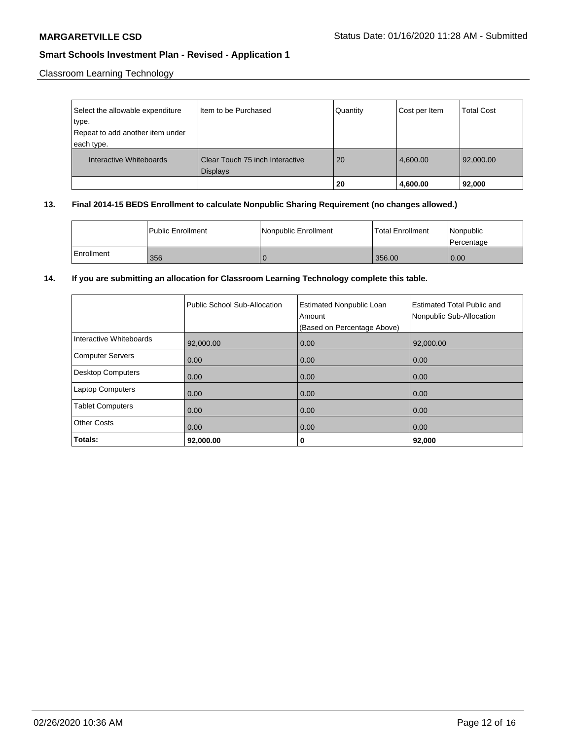Classroom Learning Technology

| Select the allowable expenditure type. Repeat to add another item under each type. | Item to be Purchased | Quantity | Cost per Item | Total Cost |
|---|---|---|---|---|
| Interactive Whiteboards | Clear Touch 75 inch Interactive Displays | 20 | 4,600.00 | 92,000.00 |
| | | **20** | **4,600.00** | **92,000** |

**13. Final 2014-15 BEDS Enrollment to calculate Nonpublic Sharing Requirement (no changes allowed.)**

| | Public Enrollment | Nonpublic Enrollment | Total Enrollment | Nonpublic Percentage |
|---|---|---|---|---|
| Enrollment | 356 | 0 | 356.00 | 0.00 |

**14. If you are submitting an allocation for Classroom Learning Technology complete this table.**

| | Public School Sub-Allocation | Estimated Nonpublic Loan Amount (Based on Percentage Above) | Estimated Total Public and Nonpublic Sub-Allocation |
|---|---|---|---|
| Interactive Whiteboards | 92,000.00 | 0.00 | 92,000.00 |
| Computer Servers | 0.00 | 0.00 | 0.00 |
| Desktop Computers | 0.00 | 0.00 | 0.00 |
| Laptop Computers | 0.00 | 0.00 | 0.00 |
| Tablet Computers | 0.00 | 0.00 | 0.00 |
| Other Costs | 0.00 | 0.00 | 0.00 |
| **Totals:** | **92,000.00** | **0** | **92,000** |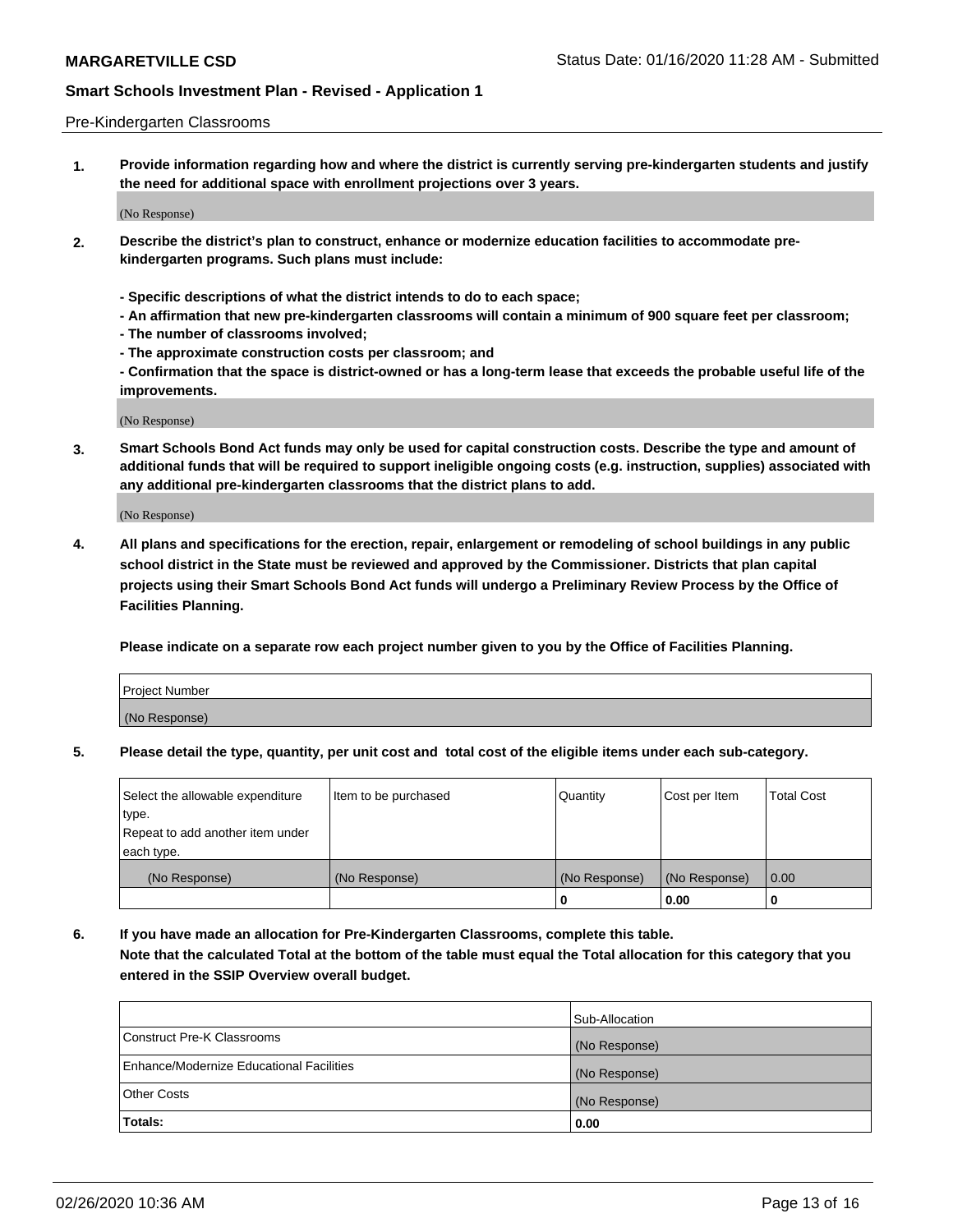Pre-Kindergarten Classrooms

**1. Provide information regarding how and where the district is currently serving pre-kindergarten students and justify the need for additional space with enrollment projections over 3 years.**

(No Response)

**2. Describe the district's plan to construct, enhance or modernize education facilities to accommodate pre-kindergarten programs. Such plans must include:**

**- Specific descriptions of what the district intends to do to each space;**
**- An affirmation that new pre-kindergarten classrooms will contain a minimum of 900 square feet per classroom;**
**- The number of classrooms involved;**
**- The approximate construction costs per classroom; and**
**- Confirmation that the space is district-owned or has a long-term lease that exceeds the probable useful life of the improvements.**

(No Response)

**3. Smart Schools Bond Act funds may only be used for capital construction costs. Describe the type and amount of additional funds that will be required to support ineligible ongoing costs (e.g. instruction, supplies) associated with any additional pre-kindergarten classrooms that the district plans to add.**

(No Response)

**4. All plans and specifications for the erection, repair, enlargement or remodeling of school buildings in any public school district in the State must be reviewed and approved by the Commissioner. Districts that plan capital projects using their Smart Schools Bond Act funds will undergo a Preliminary Review Process by the Office of Facilities Planning.**

**Please indicate on a separate row each project number given to you by the Office of Facilities Planning.**

| Project Number |
|---|
| (No Response) |

**5. Please detail the type, quantity, per unit cost and total cost of the eligible items under each sub-category.**

| Select the allowable expenditure type. Repeat to add another item under each type. | Item to be purchased | Quantity | Cost per Item | Total Cost |
|---|---|---|---|---|
| (No Response) | (No Response) | (No Response) | (No Response) | 0.00 |
| | | 0 | 0.00 | 0 |

**6. If you have made an allocation for Pre-Kindergarten Classrooms, complete this table. Note that the calculated Total at the bottom of the table must equal the Total allocation for this category that you entered in the SSIP Overview overall budget.**

| | Sub-Allocation |
|---|---|
| Construct Pre-K Classrooms | (No Response) |
| Enhance/Modernize Educational Facilities | (No Response) |
| Other Costs | (No Response) |
| **Totals:** | **0.00** |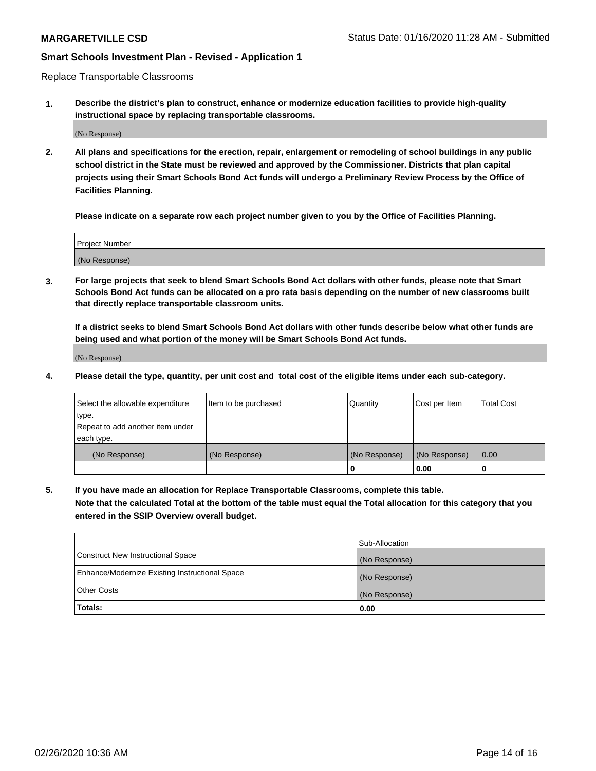Replace Transportable Classrooms

1. **Describe the district's plan to construct, enhance or modernize education facilities to provide high-quality instructional space by replacing transportable classrooms.**

(No Response)

2. **All plans and specifications for the erection, repair, enlargement or remodeling of school buildings in any public school district in the State must be reviewed and approved by the Commissioner. Districts that plan capital projects using their Smart Schools Bond Act funds will undergo a Preliminary Review Process by the Office of Facilities Planning.**

   **Please indicate on a separate row each project number given to you by the Office of Facilities Planning.**

| Project Number |
|---|
| (No Response) |

3. **For large projects that seek to blend Smart Schools Bond Act dollars with other funds, please note that Smart Schools Bond Act funds can be allocated on a pro rata basis depending on the number of new classrooms built that directly replace transportable classroom units.**

   **If a district seeks to blend Smart Schools Bond Act dollars with other funds describe below what other funds are being used and what portion of the money will be Smart Schools Bond Act funds.**

(No Response)

4. **Please detail the type, quantity, per unit cost and total cost of the eligible items under each sub-category.**

| Select the allowable expenditure type. Repeat to add another item under each type. | Item to be purchased | Quantity | Cost per Item | Total Cost |
|---|---|---|---|---|
| (No Response) | (No Response) | (No Response) | (No Response) | 0.00 |
| | | **0** | **0.00** | **0** |

5. **If you have made an allocation for Replace Transportable Classrooms, complete this table. Note that the calculated Total at the bottom of the table must equal the Total allocation for this category that you entered in the SSIP Overview overall budget.**

| | Sub-Allocation |
|---|---|
| Construct New Instructional Space | (No Response) |
| Enhance/Modernize Existing Instructional Space | (No Response) |
| Other Costs | (No Response) |
| **Totals:** | **0.00** |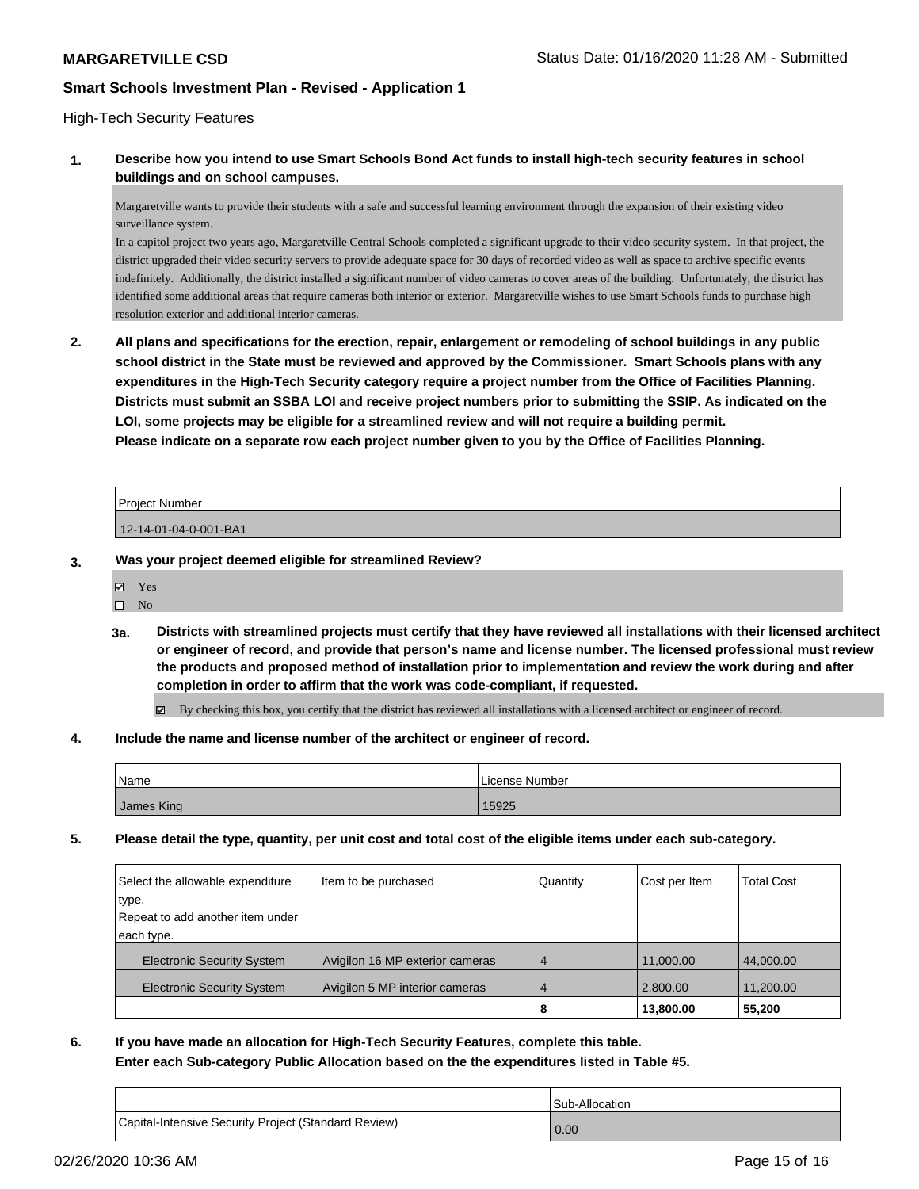High-Tech Security Features

**1. Describe how you intend to use Smart Schools Bond Act funds to install high-tech security features in school buildings and on school campuses.**

Margaretville wants to provide their students with a safe and successful learning environment through the expansion of their existing video surveillance system.
In a capitol project two years ago, Margaretville Central Schools completed a significant upgrade to their video security system. In that project, the district upgraded their video security servers to provide adequate space for 30 days of recorded video as well as space to archive specific events indefinitely. Additionally, the district installed a significant number of video cameras to cover areas of the building. Unfortunately, the district has identified some additional areas that require cameras both interior or exterior. Margaretville wishes to use Smart Schools funds to purchase high resolution exterior and additional interior cameras.

**2. All plans and specifications for the erection, repair, enlargement or remodeling of school buildings in any public school district in the State must be reviewed and approved by the Commissioner. Smart Schools plans with any expenditures in the High-Tech Security category require a project number from the Office of Facilities Planning. Districts must submit an SSBA LOI and receive project numbers prior to submitting the SSIP. As indicated on the LOI, some projects may be eligible for a streamlined review and will not require a building permit. Please indicate on a separate row each project number given to you by the Office of Facilities Planning.**

| Project Number |
|---|
| 12-14-01-04-0-001-BA1 |

**3. Was your project deemed eligible for streamlined Review?**

☑ Yes
☐ No

**3a. Districts with streamlined projects must certify that they have reviewed all installations with their licensed architect or engineer of record, and provide that person's name and license number. The licensed professional must review the products and proposed method of installation prior to implementation and review the work during and after completion in order to affirm that the work was code-compliant, if requested.**

☑ By checking this box, you certify that the district has reviewed all installations with a licensed architect or engineer of record.

**4. Include the name and license number of the architect or engineer of record.**

| Name | License Number |
|---|---|
| James King | 15925 |

**5. Please detail the type, quantity, per unit cost and total cost of the eligible items under each sub-category.**

| Select the allowable expenditure type. Repeat to add another item under each type. | Item to be purchased | Quantity | Cost per Item | Total Cost |
|---|---|---|---|---|
| Electronic Security System | Avigilon 16 MP exterior cameras | 4 | 11,000.00 | 44,000.00 |
| Electronic Security System | Avigilon 5 MP interior cameras | 4 | 2,800.00 | 11,200.00 |
| | | **8** | **13,800.00** | **55,200** |

**6. If you have made an allocation for High-Tech Security Features, complete this table. Enter each Sub-category Public Allocation based on the the expenditures listed in Table #5.**

| | Sub-Allocation |
|---|---|
| Capital-Intensive Security Project (Standard Review) | 0.00 |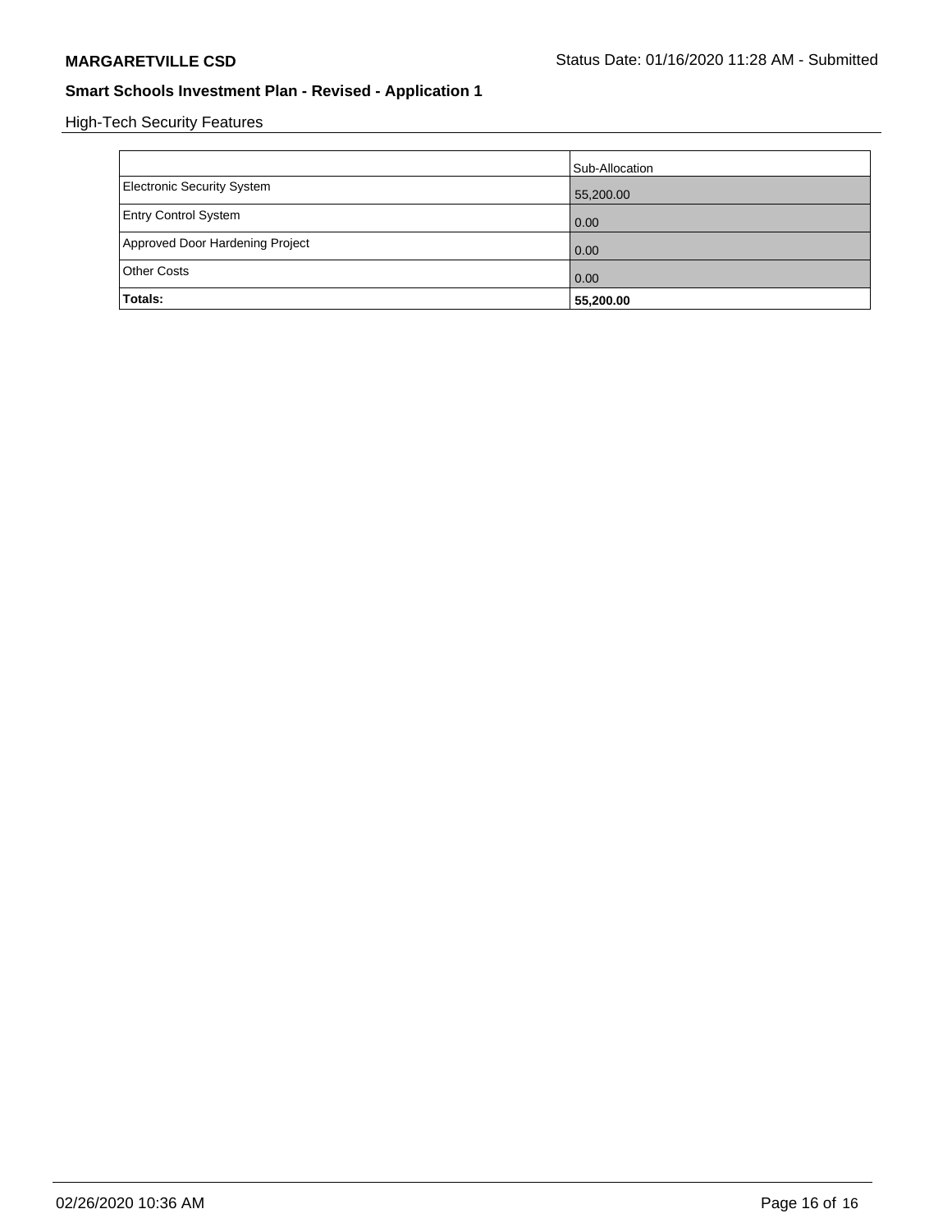High-Tech Security Features

| | Sub-Allocation |
|---|---|
| Electronic Security System | 55,200.00 |
| Entry Control System | 0.00 |
| Approved Door Hardening Project | 0.00 |
| Other Costs | 0.00 |
| **Totals:** | **55,200.00** |